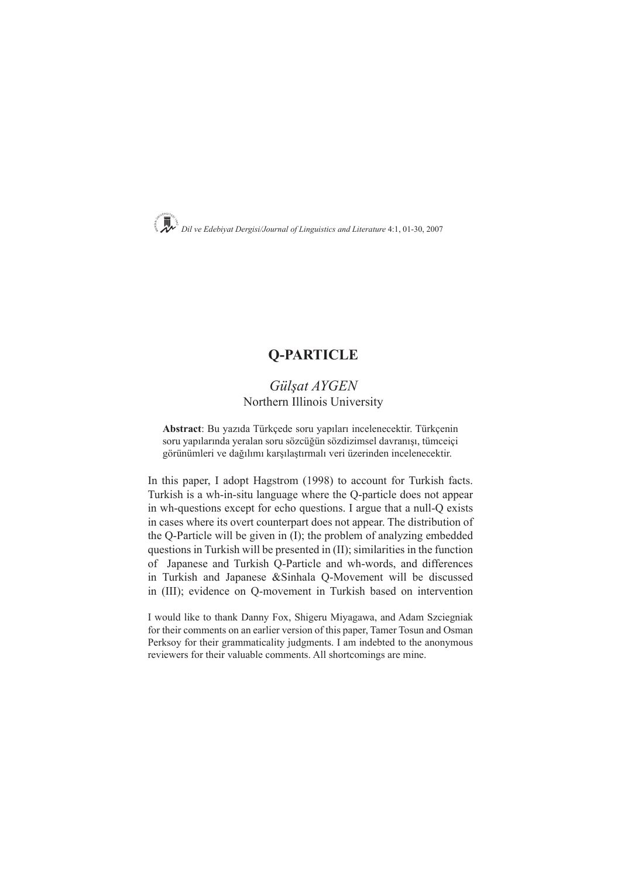*Dil ve Edebiyat Dergisi/Journal of Linguistics and Literature* 4:1, 01-30, 2007

# Q-PARTICLE

*Gülşat AYGEN*
Northern Illinois University

**Abstract**: Bu yazıda Türkçede soru yapıları incelenecektir. Türkçenin soru yapılarında yeralan soru sözcüğün sözdizimsel davranışı, tümceiçi görünümleri ve dağılımı karşılaştırmalı veri üzerinden incelenecektir.

In this paper, I adopt Hagstrom (1998) to account for Turkish facts. Turkish is a wh-in-situ language where the Q-particle does not appear in wh-questions except for echo questions. I argue that a null-Q exists in cases where its overt counterpart does not appear. The distribution of the Q-Particle will be given in (I); the problem of analyzing embedded questions in Turkish will be presented in (II); similarities in the function of Japanese and Turkish Q-Particle and wh-words, and differences in Turkish and Japanese &Sinhala Q-Movement will be discussed in (III); evidence on Q-movement in Turkish based on intervention

I would like to thank Danny Fox, Shigeru Miyagawa, and Adam Szczegniak for their comments on an earlier version of this paper, Tamer Tosun and Osman Perksoy for their grammaticality judgments. I am indebted to the anonymous reviewers for their valuable comments. All shortcomings are mine.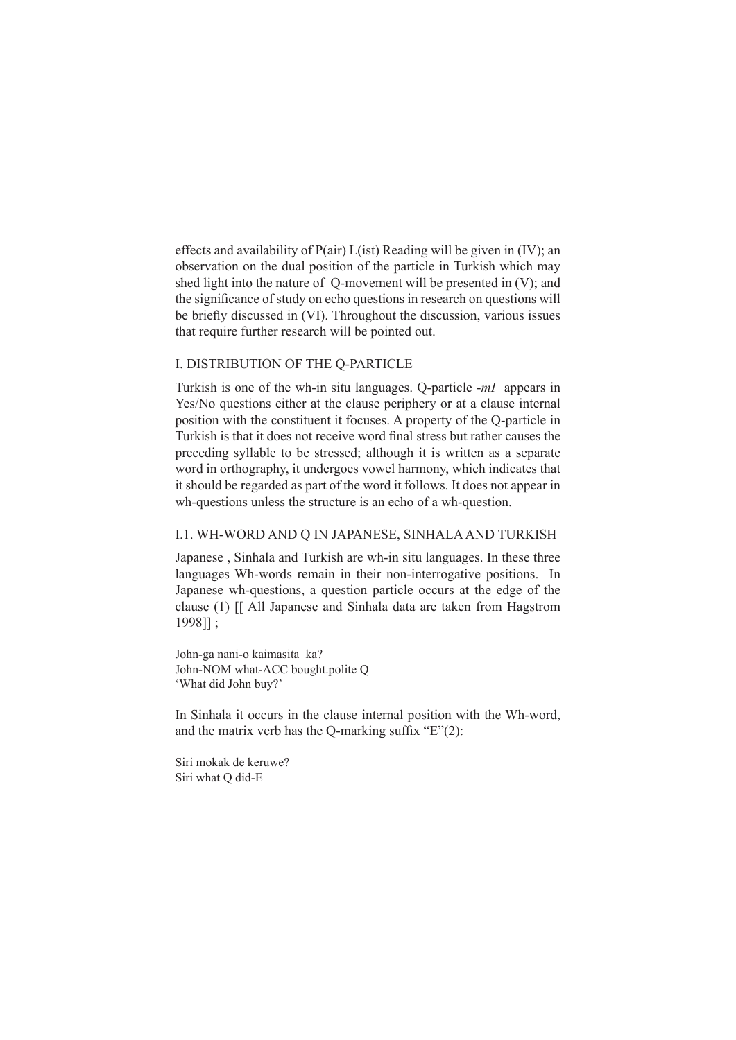effects and availability of P(air) L(ist) Reading will be given in (IV); an observation on the dual position of the particle in Turkish which may shed light into the nature of Q-movement will be presented in (V); and the significance of study on echo questions in research on questions will be briefly discussed in (VI). Throughout the discussion, various issues that require further research will be pointed out.

## I. DISTRIBUTION OF THE Q-PARTICLE

Turkish is one of the wh-in situ languages. Q-particle -*mI* appears in Yes/No questions either at the clause periphery or at a clause internal position with the constituent it focuses. A property of the Q-particle in Turkish is that it does not receive word final stress but rather causes the preceding syllable to be stressed; although it is written as a separate word in orthography, it undergoes vowel harmony, which indicates that it should be regarded as part of the word it follows. It does not appear in wh-questions unless the structure is an echo of a wh-question.

### I.1. WH-WORD AND Q IN JAPANESE, SINHALA AND TURKISH

Japanese , Sinhala and Turkish are wh-in situ languages. In these three languages Wh-words remain in their non-interrogative positions. In Japanese wh-questions, a question particle occurs at the edge of the clause (1) [[ All Japanese and Sinhala data are taken from Hagstrom 1998]] ;

John-ga nani-o kaimasita ka?
John-NOM what-ACC bought.polite Q
'What did John buy?'

In Sinhala it occurs in the clause internal position with the Wh-word, and the matrix verb has the Q-marking suffix "E"(2):

Siri mokak de keruwe?
Siri what Q did-E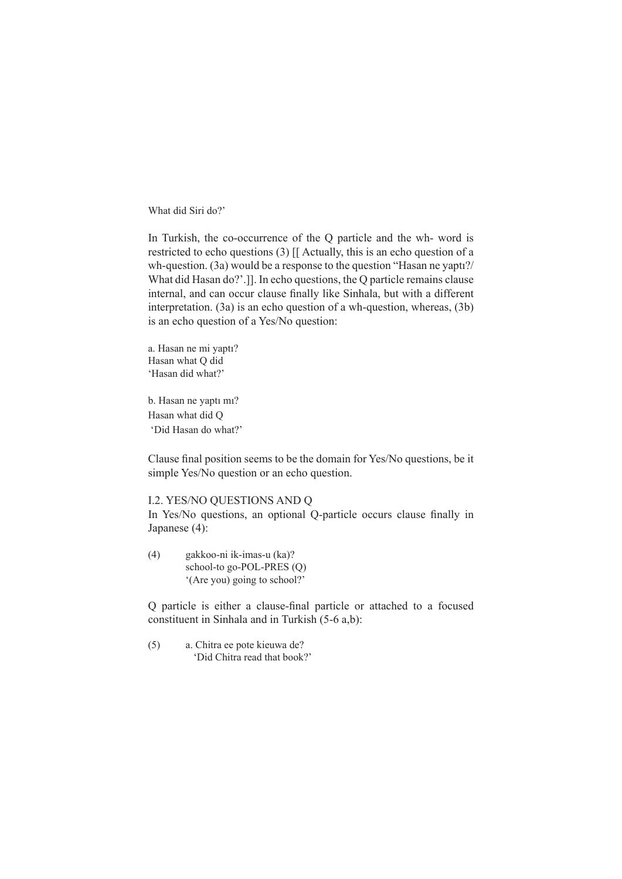What did Siri do?'

In Turkish, the co-occurrence of the Q particle and the wh- word is restricted to echo questions (3) [[ Actually, this is an echo question of a wh-question. (3a) would be a response to the question "Hasan ne yaptı?/ What did Hasan do?'.]]. In echo questions, the Q particle remains clause internal, and can occur clause finally like Sinhala, but with a different interpretation. (3a) is an echo question of a wh-question, whereas, (3b) is an echo question of a Yes/No question:

a. Hasan ne mi yaptı?  
Hasan what Q did  
'Hasan did what?'

b. Hasan ne yaptı mı?  
Hasan what did Q  
'Did Hasan do what?'

Clause final position seems to be the domain for Yes/No questions, be it simple Yes/No question or an echo question.

## I.2. YES/NO QUESTIONS AND Q

In Yes/No questions, an optional Q-particle occurs clause finally in Japanese (4):

(4) gakkoo-ni ik-imas-u (ka)?  
school-to go-POL-PRES (Q)  
'(Are you) going to school?'

Q particle is either a clause-final particle or attached to a focused constituent in Sinhala and in Turkish (5-6 a,b):

(5) a. Chitra ee pote kieuwa de?  
'Did Chitra read that book?'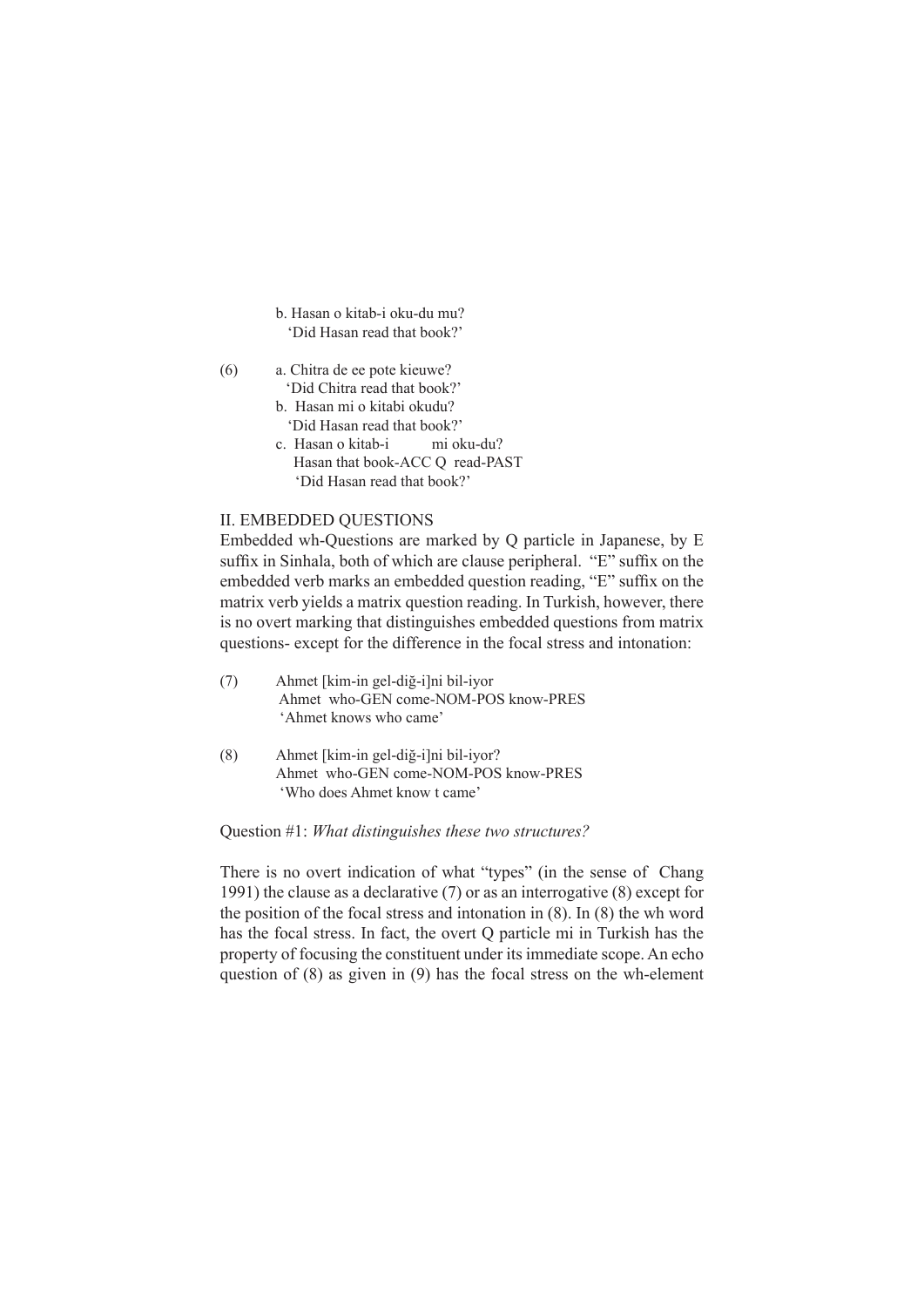b. Hasan o kitab-i oku-du mu?
   'Did Hasan read that book?'

(6) a. Chitra de ee pote kieuwe?
   'Did Chitra read that book?'

b. Hasan mi o kitabi okudu?
   'Did Hasan read that book?'

c. Hasan o kitab-i mi oku-du?
   Hasan that book-ACC Q read-PAST
   'Did Hasan read that book?'

## II. EMBEDDED QUESTIONS

Embedded wh-Questions are marked by Q particle in Japanese, by E suffix in Sinhala, both of which are clause peripheral. "E" suffix on the embedded verb marks an embedded question reading, "E" suffix on the matrix verb yields a matrix question reading. In Turkish, however, there is no overt marking that distinguishes embedded questions from matrix questions- except for the difference in the focal stress and intonation:

(7) Ahmet [kim-in gel-diğ-i]ni bil-iyor
   Ahmet who-GEN come-NOM-POS know-PRES
   'Ahmet knows who came'

(8) Ahmet [kim-in gel-diğ-i]ni bil-iyor?
   Ahmet who-GEN come-NOM-POS know-PRES
   'Who does Ahmet know t came'

Question #1: *What distinguishes these two structures?*

There is no overt indication of what "types" (in the sense of Chang 1991) the clause as a declarative (7) or as an interrogative (8) except for the position of the focal stress and intonation in (8). In (8) the wh word has the focal stress. In fact, the overt Q particle mi in Turkish has the property of focusing the constituent under its immediate scope. An echo question of (8) as given in (9) has the focal stress on the wh-element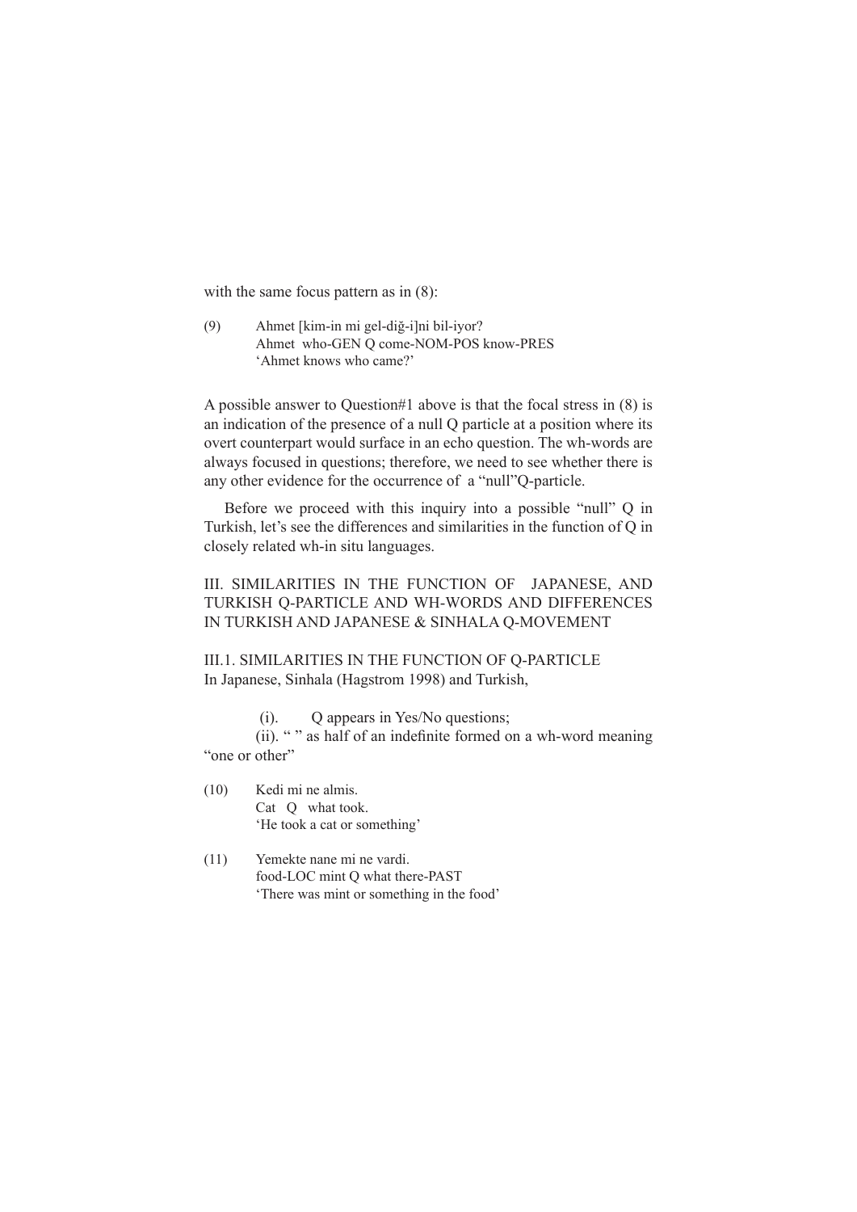with the same focus pattern as in (8):

(9) Ahmet [kim-in mi gel-diğ-i]ni bil-iyor?
 Ahmet who-GEN Q come-NOM-POS know-PRES
 'Ahmet knows who came?'

A possible answer to Question#1 above is that the focal stress in (8) is an indication of the presence of a null Q particle at a position where its overt counterpart would surface in an echo question. The wh-words are always focused in questions; therefore, we need to see whether there is any other evidence for the occurrence of a "null"Q-particle.

Before we proceed with this inquiry into a possible "null" Q in Turkish, let's see the differences and similarities in the function of Q in closely related wh-in situ languages.

## III. SIMILARITIES IN THE FUNCTION OF JAPANESE, AND TURKISH Q-PARTICLE AND WH-WORDS AND DIFFERENCES IN TURKISH AND JAPANESE & SINHALA Q-MOVEMENT

### III.1. SIMILARITIES IN THE FUNCTION OF Q-PARTICLE

In Japanese, Sinhala (Hagstrom 1998) and Turkish,

(i). Q appears in Yes/No questions;
(ii). " " as half of an indefinite formed on a wh-word meaning "one or other"

(10) Kedi mi ne almis.
 Cat Q what took.
 'He took a cat or something'

(11) Yemekte nane mi ne vardi.
 food-LOC mint Q what there-PAST
 'There was mint or something in the food'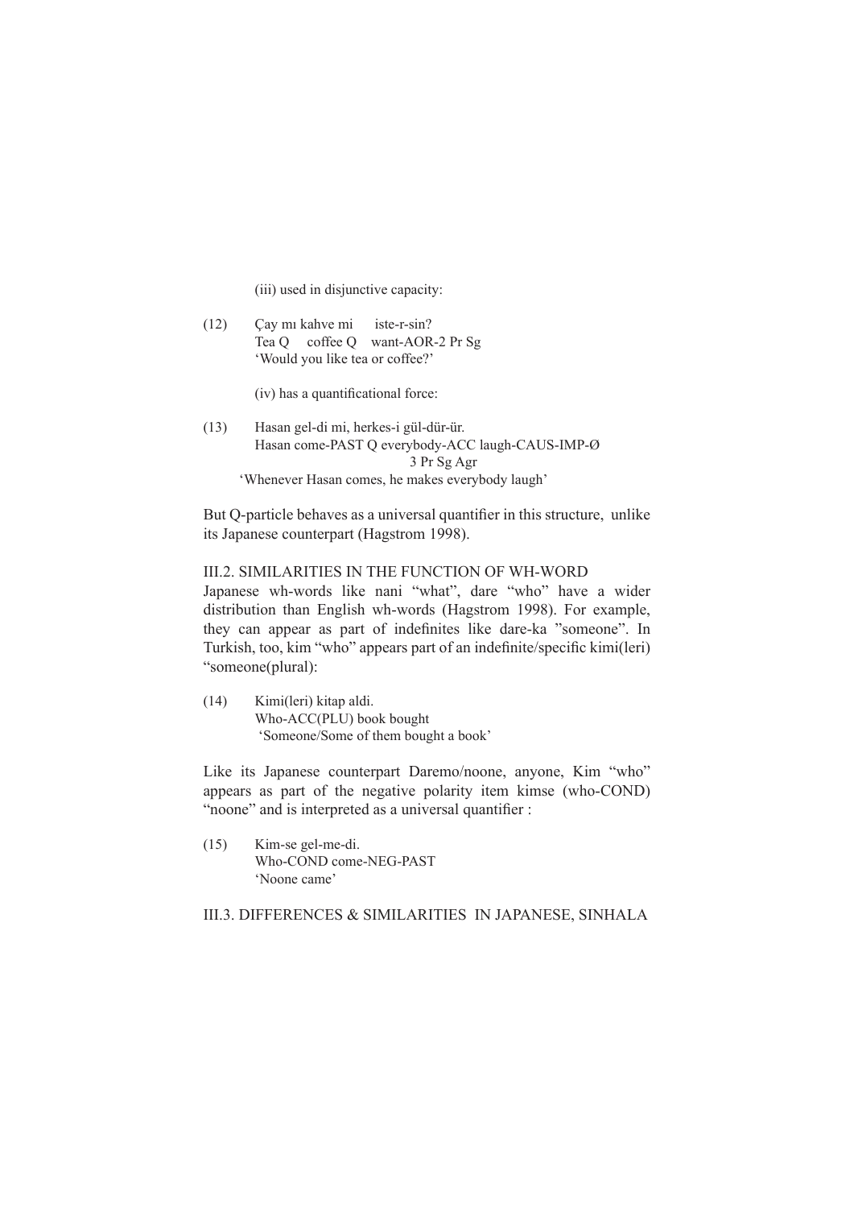(iii) used in disjunctive capacity:

(12) Çay mı kahve mi iste-r-sin?
Tea Q coffee Q want-AOR-2 Pr Sg
'Would you like tea or coffee?'

(iv) has a quantificational force:

(13) Hasan gel-di mi, herkes-i gül-dür-ür.
Hasan come-PAST Q everybody-ACC laugh-CAUS-IMP-Ø
3 Pr Sg Agr
'Whenever Hasan comes, he makes everybody laugh'

But Q-particle behaves as a universal quantifier in this structure, unlike its Japanese counterpart (Hagstrom 1998).

## III.2. SIMILARITIES IN THE FUNCTION OF WH-WORD

Japanese wh-words like nani "what", dare "who" have a wider distribution than English wh-words (Hagstrom 1998). For example, they can appear as part of indefinites like dare-ka "someone". In Turkish, too, kim "who" appears part of an indefinite/specific kimi(leri) "someone(plural):

(14) Kimi(leri) kitap aldi.
Who-ACC(PLU) book bought
'Someone/Some of them bought a book'

Like its Japanese counterpart Daremo/noone, anyone, Kim "who" appears as part of the negative polarity item kimse (who-COND) "noone" and is interpreted as a universal quantifier :

(15) Kim-se gel-me-di.
Who-COND come-NEG-PAST
'Noone came'

## III.3. DIFFERENCES & SIMILARITIES IN JAPANESE, SINHALA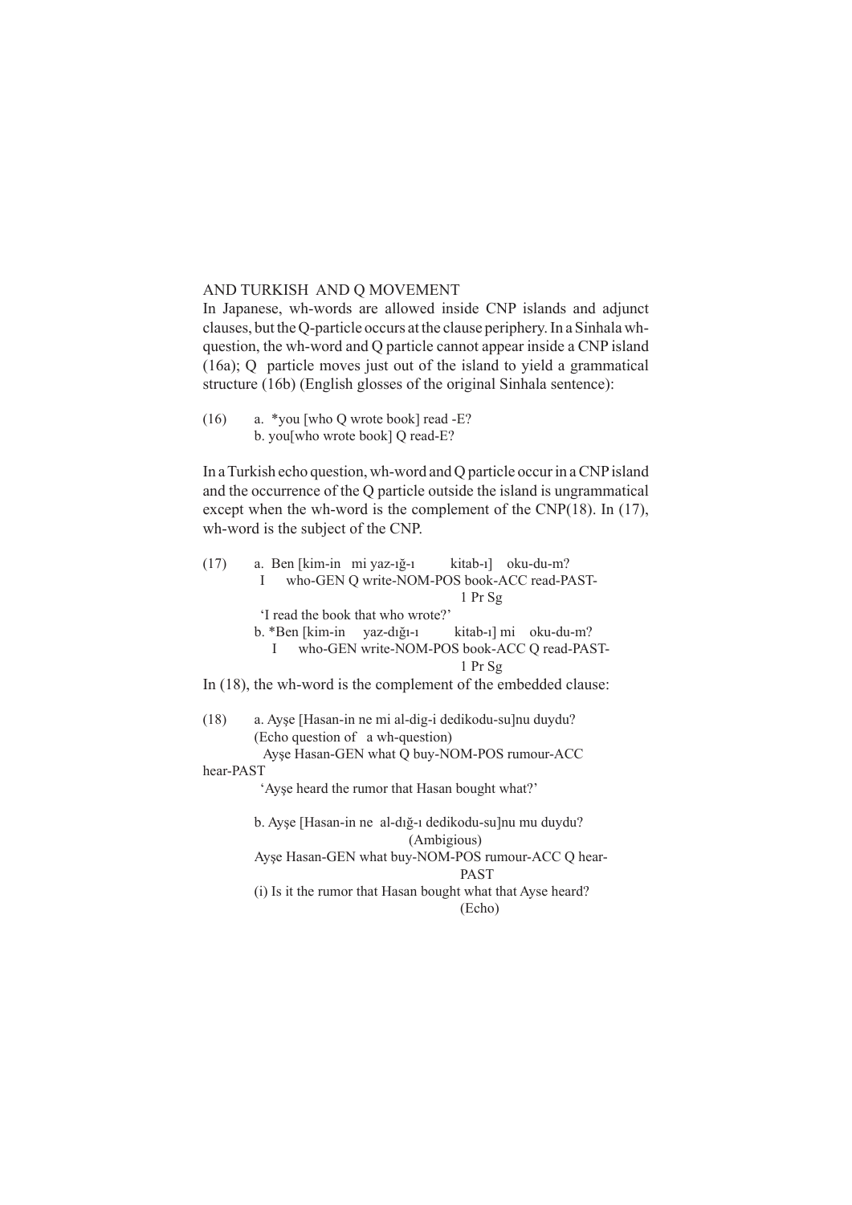AND TURKISH AND Q MOVEMENT

In Japanese, wh-words are allowed inside CNP islands and adjunct clauses, but the Q-particle occurs at the clause periphery. In a Sinhala wh-question, the wh-word and Q particle cannot appear inside a CNP island (16a); Q particle moves just out of the island to yield a grammatical structure (16b) (English glosses of the original Sinhala sentence):

(16) a. *you [who Q wrote book] read -E?
b. you[who wrote book] Q read-E?

In a Turkish echo question, wh-word and Q particle occur in a CNP island and the occurrence of the Q particle outside the island is ungrammatical except when the wh-word is the complement of the CNP(18). In (17), wh-word is the subject of the CNP.

(17) a. Ben [kim-in mi yaz-ığ-ı kitab-ı] oku-du-m?
I who-GEN Q write-NOM-POS book-ACC read-PAST-1 Pr Sg
'I read the book that who wrote?'
b. *Ben [kim-in yaz-dığı-ı kitab-ı] mi oku-du-m?
I who-GEN write-NOM-POS book-ACC Q read-PAST-1 Pr Sg

In (18), the wh-word is the complement of the embedded clause:

(18) a. Ayşe [Hasan-in ne mi al-dig-i dedikodu-su]nu duydu?
(Echo question of a wh-question)
Ayşe Hasan-GEN what Q buy-NOM-POS rumour-ACC hear-PAST
'Ayşe heard the rumor that Hasan bought what?'

b. Ayşe [Hasan-in ne al-dığ-ı dedikodu-su]nu mu duydu?
(Ambigious)
Ayşe Hasan-GEN what buy-NOM-POS rumour-ACC Q hear-PAST
(i) Is it the rumor that Hasan bought what that Ayse heard?
(Echo)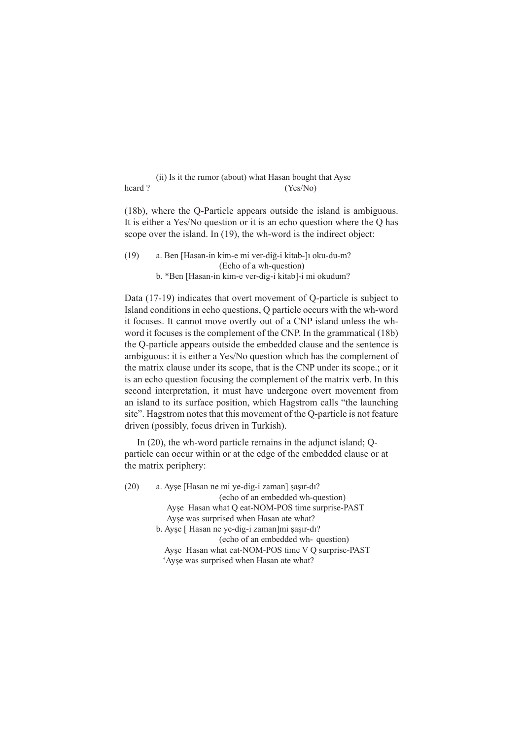(ii) Is it the rumor (about) what Hasan bought that Ayse heard ? (Yes/No)

(18b), where the Q-Particle appears outside the island is ambiguous. It is either a Yes/No question or it is an echo question where the Q has scope over the island. In (19), the wh-word is the indirect object:

(19) a. Ben [Hasan-in kim-e mi ver-diğ-i kitab-]ı oku-du-m?
(Echo of a wh-question)
b. *Ben [Hasan-in kim-e ver-dig-i kitab]-i mi okudum?

Data (17-19) indicates that overt movement of Q-particle is subject to Island conditions in echo questions, Q particle occurs with the wh-word it focuses. It cannot move overtly out of a CNP island unless the wh-word it focuses is the complement of the CNP. In the grammatical (18b) the Q-particle appears outside the embedded clause and the sentence is ambiguous: it is either a Yes/No question which has the complement of the matrix clause under its scope, that is the CNP under its scope.; or it is an echo question focusing the complement of the matrix verb. In this second interpretation, it must have undergone overt movement from an island to its surface position, which Hagstrom calls "the launching site". Hagstrom notes that this movement of the Q-particle is not feature driven (possibly, focus driven in Turkish).

In (20), the wh-word particle remains in the adjunct island; Q-particle can occur within or at the edge of the embedded clause or at the matrix periphery:

(20) a. Ayşe [Hasan ne mi ye-dig-i zaman] şaşır-dı?
(echo of an embedded wh-question)
Ayşe Hasan what Q eat-NOM-POS time surprise-PAST
Ayşe was surprised when Hasan ate what?
b. Ayşe [ Hasan ne ye-dig-i zaman]mi şaşır-dı?
(echo of an embedded wh- question)
Ayşe Hasan what eat-NOM-POS time V Q surprise-PAST
'Ayşe was surprised when Hasan ate what?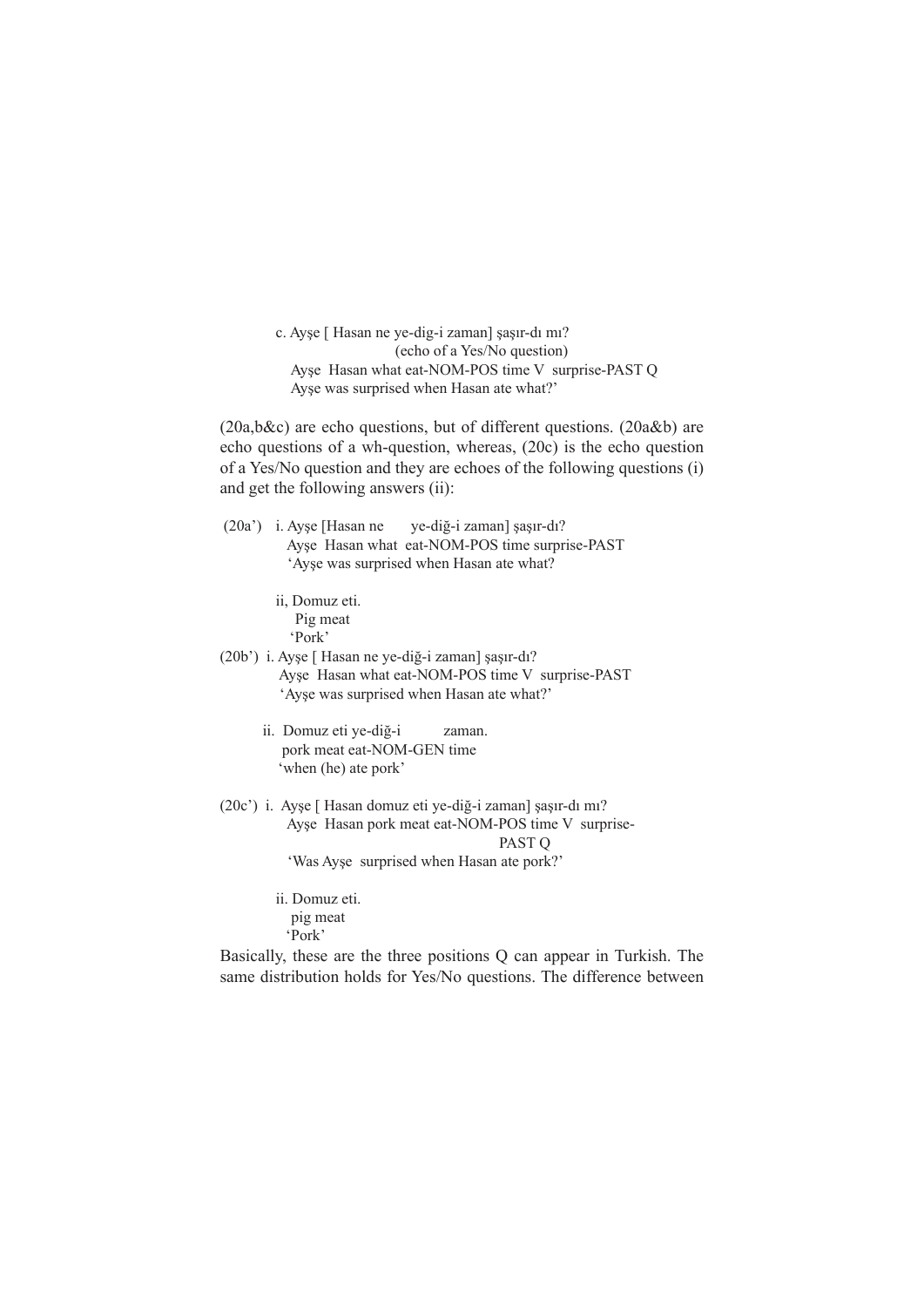c. Ayşe [ Hasan ne ye-dig-i zaman] şaşır-dı mı?
(echo of a Yes/No question)
Ayşe Hasan what eat-NOM-POS time V surprise-PAST Q
Ayşe was surprised when Hasan ate what?'

(20a,b&c) are echo questions, but of different questions. (20a&b) are echo questions of a wh-question, whereas, (20c) is the echo question of a Yes/No question and they are echoes of the following questions (i) and get the following answers (ii):

(20a') i. Ayşe [Hasan ne ye-diğ-i zaman] şaşır-dı?
Ayşe Hasan what eat-NOM-POS time surprise-PAST
'Ayşe was surprised when Hasan ate what?

ii, Domuz eti.
Pig meat
'Pork'

(20b') i. Ayşe [ Hasan ne ye-diğ-i zaman] şaşır-dı?
Ayşe Hasan what eat-NOM-POS time V surprise-PAST
'Ayşe was surprised when Hasan ate what?'

ii. Domuz eti ye-diğ-i zaman.
pork meat eat-NOM-GEN time
'when (he) ate pork'

(20c') i. Ayşe [ Hasan domuz eti ye-diğ-i zaman] şaşır-dı mı?
Ayşe Hasan pork meat eat-NOM-POS time V surprise-PAST Q
'Was Ayşe surprised when Hasan ate pork?'

ii. Domuz eti.
pig meat
'Pork'

Basically, these are the three positions Q can appear in Turkish. The same distribution holds for Yes/No questions. The difference between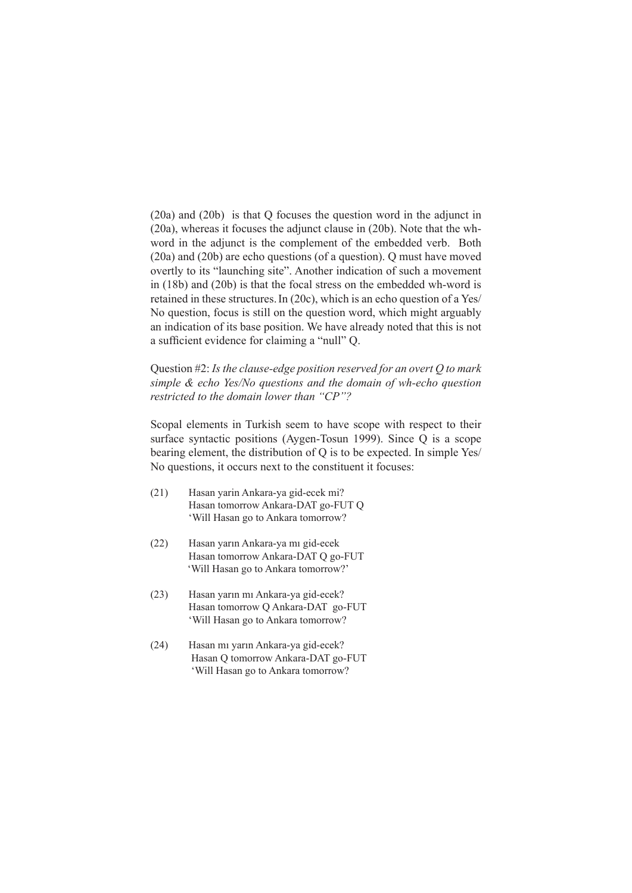(20a) and (20b) is that Q focuses the question word in the adjunct in (20a), whereas it focuses the adjunct clause in (20b). Note that the wh-word in the adjunct is the complement of the embedded verb. Both (20a) and (20b) are echo questions (of a question). Q must have moved overtly to its "launching site". Another indication of such a movement in (18b) and (20b) is that the focal stress on the embedded wh-word is retained in these structures. In (20c), which is an echo question of a Yes/No question, focus is still on the question word, which might arguably an indication of its base position. We have already noted that this is not a sufficient evidence for claiming a "null" Q.

Question #2: *Is the clause-edge position reserved for an overt Q to mark simple & echo Yes/No questions and the domain of wh-echo question restricted to the domain lower than "CP"?*

Scopal elements in Turkish seem to have scope with respect to their surface syntactic positions (Aygen-Tosun 1999). Since Q is a scope bearing element, the distribution of Q is to be expected. In simple Yes/No questions, it occurs next to the constituent it focuses:

(21) Hasan yarin Ankara-ya gid-ecek mi?
Hasan tomorrow Ankara-DAT go-FUT Q
'Will Hasan go to Ankara tomorrow?

(22) Hasan yarın Ankara-ya mı gid-ecek
Hasan tomorrow Ankara-DAT Q go-FUT
'Will Hasan go to Ankara tomorrow?'

(23) Hasan yarın mı Ankara-ya gid-ecek?
Hasan tomorrow Q Ankara-DAT go-FUT
'Will Hasan go to Ankara tomorrow?

(24) Hasan mı yarın Ankara-ya gid-ecek?
Hasan Q tomorrow Ankara-DAT go-FUT
'Will Hasan go to Ankara tomorrow?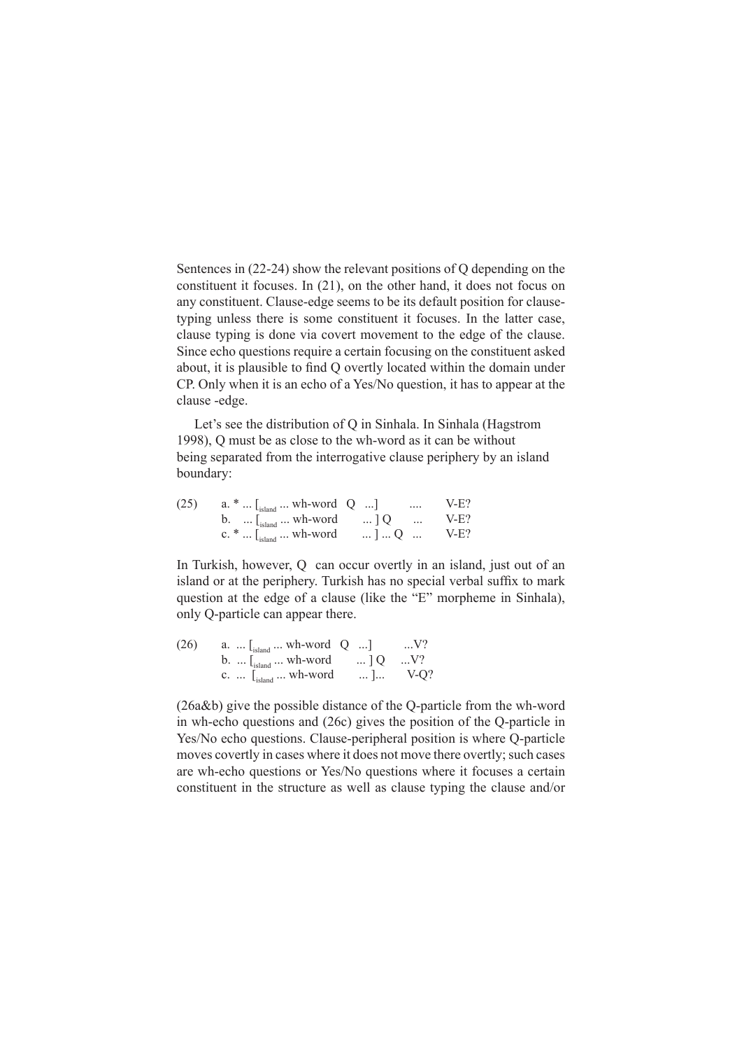Sentences in (22-24) show the relevant positions of Q depending on the constituent it focuses. In (21), on the other hand, it does not focus on any constituent. Clause-edge seems to be its default position for clause-typing unless there is some constituent it focuses. In the latter case, clause typing is done via covert movement to the edge of the clause. Since echo questions require a certain focusing on the constituent asked about, it is plausible to find Q overtly located within the domain under CP. Only when it is an echo of a Yes/No question, it has to appear at the clause -edge.

Let's see the distribution of Q in Sinhala. In Sinhala (Hagstrom 1998), Q must be as close to the wh-word as it can be without being separated from the interrogative clause periphery by an island boundary:

(25)
a. * ... [$_{island}$ ... wh-word Q ...] .... V-E?
b. ... [$_{island}$ ... wh-word ... ] Q ... V-E?
c. * ... [$_{island}$ ... wh-word ... ] ... Q ... V-E?

In Turkish, however, Q can occur overtly in an island, just out of an island or at the periphery. Turkish has no special verbal suffix to mark question at the edge of a clause (like the "E" morpheme in Sinhala), only Q-particle can appear there.

(26)
a. ... [$_{island}$ ... wh-word Q ...] ...V?
b. ... [$_{island}$ ... wh-word ... ] Q ...V?
c. ... [$_{island}$ ... wh-word ... ]... V-Q?

(26a&b) give the possible distance of the Q-particle from the wh-word in wh-echo questions and (26c) gives the position of the Q-particle in Yes/No echo questions. Clause-peripheral position is where Q-particle moves covertly in cases where it does not move there overtly; such cases are wh-echo questions or Yes/No questions where it focuses a certain constituent in the structure as well as clause typing the clause and/or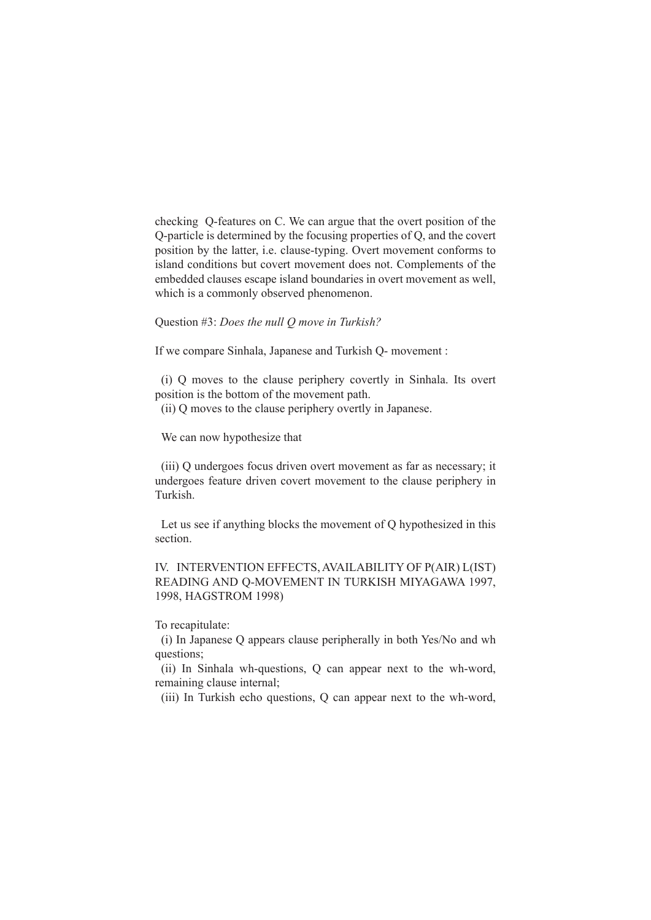checking Q-features on C. We can argue that the overt position of the Q-particle is determined by the focusing properties of Q, and the covert position by the latter, i.e. clause-typing. Overt movement conforms to island conditions but covert movement does not. Complements of the embedded clauses escape island boundaries in overt movement as well, which is a commonly observed phenomenon.

Question #3: *Does the null Q move in Turkish?*

If we compare Sinhala, Japanese and Turkish Q- movement :

(i) Q moves to the clause periphery covertly in Sinhala. Its overt position is the bottom of the movement path.
(ii) Q moves to the clause periphery overtly in Japanese.

We can now hypothesize that

(iii) Q undergoes focus driven overt movement as far as necessary; it undergoes feature driven covert movement to the clause periphery in Turkish.

Let us see if anything blocks the movement of Q hypothesized in this section.

## IV. INTERVENTION EFFECTS, AVAILABILITY OF P(AIR) L(IST) READING AND Q-MOVEMENT IN TURKISH MIYAGAWA 1997, 1998, HAGSTROM 1998)

To recapitulate:

(i) In Japanese Q appears clause peripherally in both Yes/No and wh questions;
(ii) In Sinhala wh-questions, Q can appear next to the wh-word, remaining clause internal;
(iii) In Turkish echo questions, Q can appear next to the wh-word,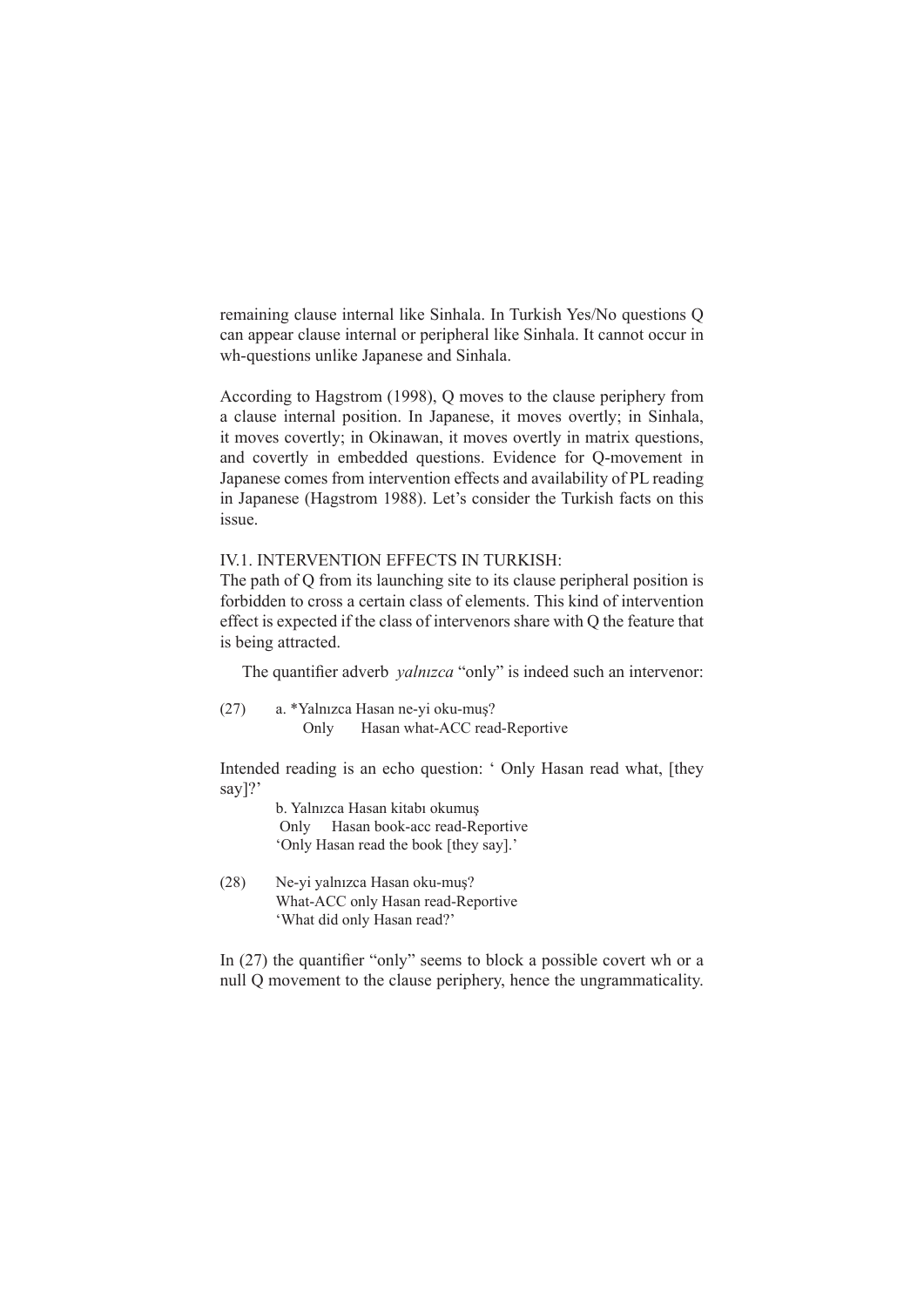remaining clause internal like Sinhala. In Turkish Yes/No questions Q can appear clause internal or peripheral like Sinhala. It cannot occur in wh-questions unlike Japanese and Sinhala.

According to Hagstrom (1998), Q moves to the clause periphery from a clause internal position. In Japanese, it moves overtly; in Sinhala, it moves covertly; in Okinawan, it moves overtly in matrix questions, and covertly in embedded questions. Evidence for Q-movement in Japanese comes from intervention effects and availability of PL reading in Japanese (Hagstrom 1988). Let's consider the Turkish facts on this issue.

### IV.1. INTERVENTION EFFECTS IN TURKISH:

The path of Q from its launching site to its clause peripheral position is forbidden to cross a certain class of elements. This kind of intervention effect is expected if the class of intervenors share with Q the feature that is being attracted.

The quantifier adverb *yalnızca* "only" is indeed such an intervenor:

(27) a. *Yalnızca Hasan ne-yi oku-muş?
   Only Hasan what-ACC read-Reportive

Intended reading is an echo question: ' Only Hasan read what, [they say]?'

   b. Yalnızca Hasan kitabı okumuş
   Only Hasan book-acc read-Reportive
   'Only Hasan read the book [they say].'

(28) Ne-yi yalnızca Hasan oku-muş?
   What-ACC only Hasan read-Reportive
   'What did only Hasan read?'

In (27) the quantifier "only" seems to block a possible covert wh or a null Q movement to the clause periphery, hence the ungrammaticality.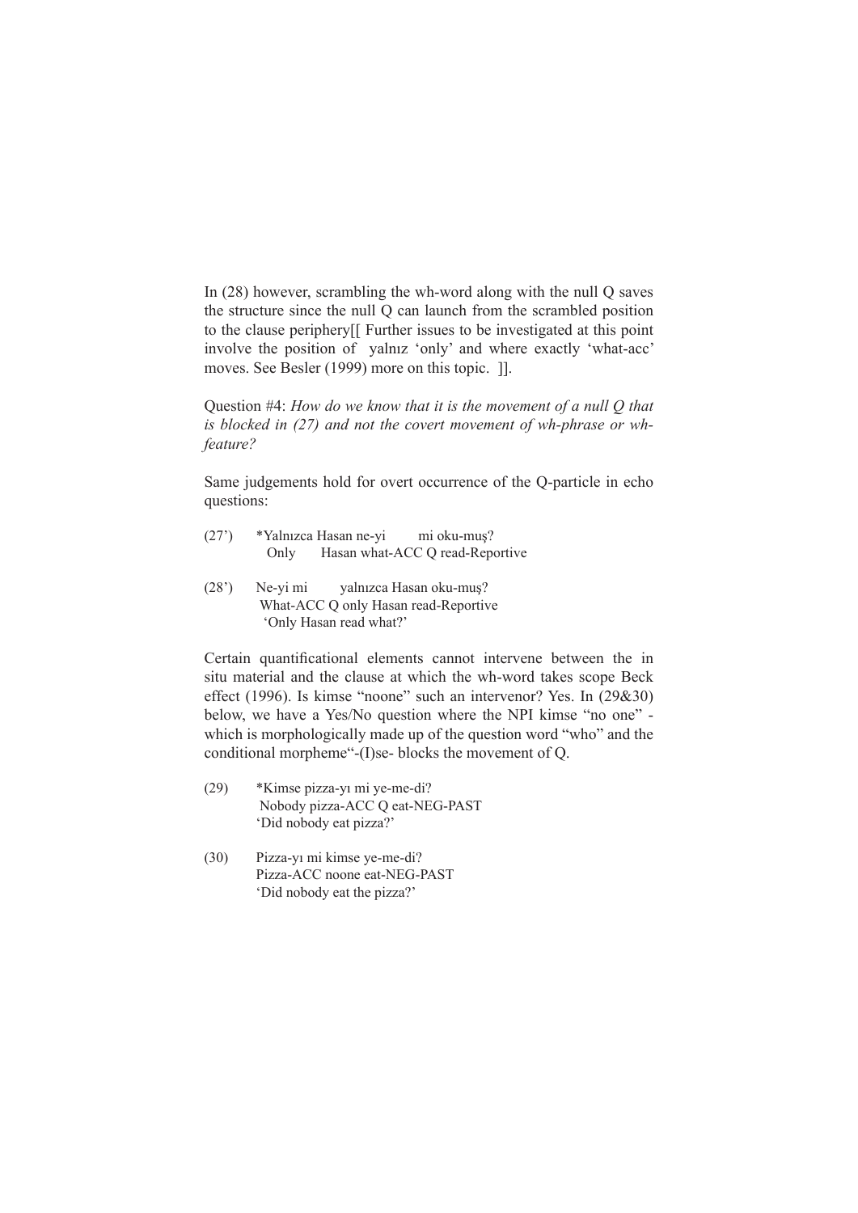In (28) however, scrambling the wh-word along with the null Q saves the structure since the null Q can launch from the scrambled position to the clause periphery[[ Further issues to be investigated at this point involve the position of yalnız 'only' and where exactly 'what-acc' moves. See Besler (1999) more on this topic. ]].

Question #4: *How do we know that it is the movement of a null Q that is blocked in (27) and not the covert movement of wh-phrase or wh-feature?*

Same judgements hold for overt occurrence of the Q-particle in echo questions:

(27') *Yalnızca Hasan ne-yi mi oku-muş?
  Only Hasan what-ACC Q read-Reportive

(28') Ne-yi mi yalnızca Hasan oku-muş?
  What-ACC Q only Hasan read-Reportive
  'Only Hasan read what?'

Certain quantificational elements cannot intervene between the in situ material and the clause at which the wh-word takes scope Beck effect (1996). Is kimse "noone" such an intervenor? Yes. In (29&30) below, we have a Yes/No question where the NPI kimse "no one" - which is morphologically made up of the question word "who" and the conditional morpheme"-(I)se- blocks the movement of Q.

(29) *Kimse pizza-yı mi ye-me-di?
  Nobody pizza-ACC Q eat-NEG-PAST
  'Did nobody eat pizza?'

(30) Pizza-yı mi kimse ye-me-di?
  Pizza-ACC noone eat-NEG-PAST
  'Did nobody eat the pizza?'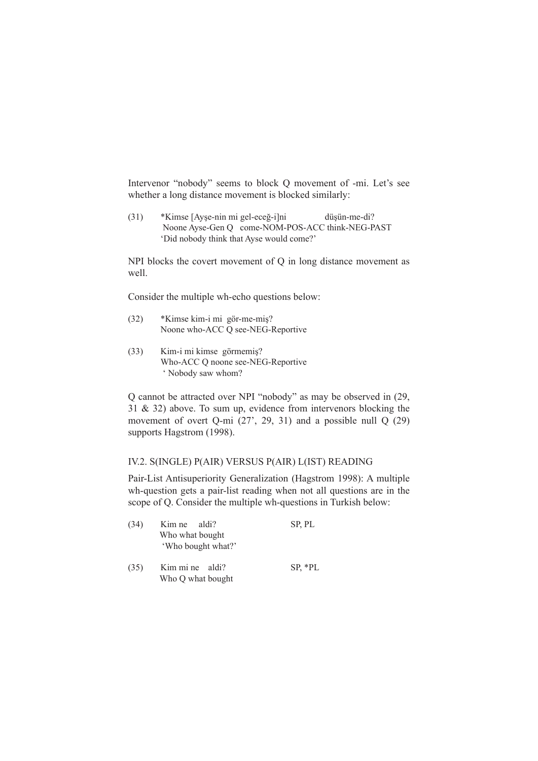Intervenor "nobody" seems to block Q movement of -mi. Let's see whether a long distance movement is blocked similarly:

(31) *Kimse [Ayşe-nin mi gel-eceğ-i]ni düşün-me-di?
Noone Ayse-Gen Q come-NOM-POS-ACC think-NEG-PAST
'Did nobody think that Ayse would come?'

NPI blocks the covert movement of Q in long distance movement as well.

Consider the multiple wh-echo questions below:

(32) *Kimse kim-i mi gör-me-miş?
Noone who-ACC Q see-NEG-Reportive

(33) Kim-i mi kimse görmemiş?
Who-ACC Q noone see-NEG-Reportive
' Nobody saw whom?

Q cannot be attracted over NPI "nobody" as may be observed in (29, 31 & 32) above. To sum up, evidence from intervenors blocking the movement of overt Q-mi (27', 29, 31) and a possible null Q (29) supports Hagstrom (1998).

## IV.2. S(INGLE) P(AIR) VERSUS P(AIR) L(IST) READING

Pair-List Antisuperiority Generalization (Hagstrom 1998): A multiple wh-question gets a pair-list reading when not all questions are in the scope of Q. Consider the multiple wh-questions in Turkish below:

(34) Kim ne aldi? SP, PL
Who what bought
'Who bought what?'

(35) Kim mi ne aldi? SP, *PL
Who Q what bought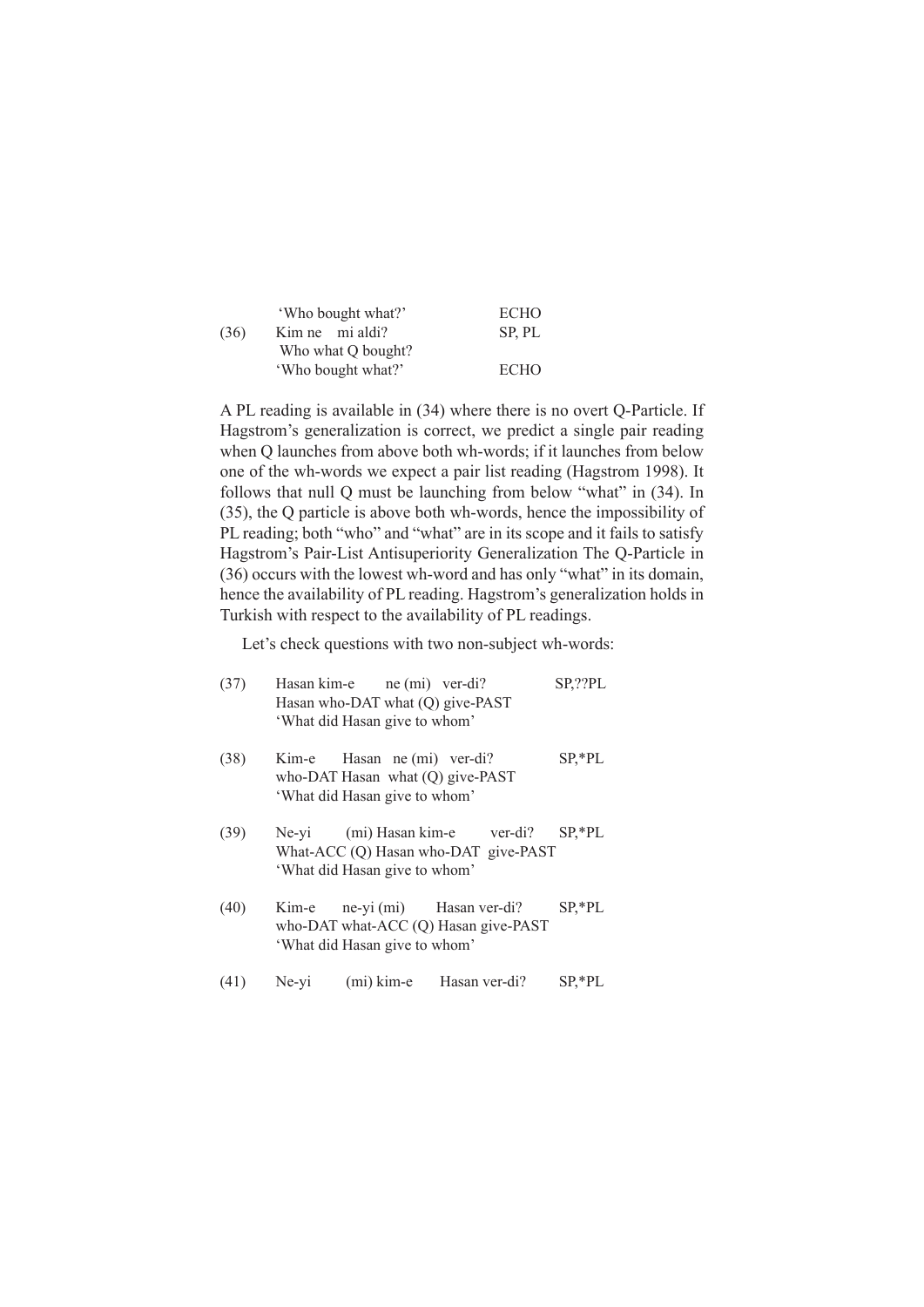'Who bought what?' ECHO

(36) Kim ne mi aldi? SP, PL
Who what Q bought?
'Who bought what?' ECHO

A PL reading is available in (34) where there is no overt Q-Particle. If Hagstrom's generalization is correct, we predict a single pair reading when Q launches from above both wh-words; if it launches from below one of the wh-words we expect a pair list reading (Hagstrom 1998). It follows that null Q must be launching from below "what" in (34). In (35), the Q particle is above both wh-words, hence the impossibility of PL reading; both "who" and "what" are in its scope and it fails to satisfy Hagstrom's Pair-List Antisuperiority Generalization The Q-Particle in (36) occurs with the lowest wh-word and has only "what" in its domain, hence the availability of PL reading. Hagstrom's generalization holds in Turkish with respect to the availability of PL readings.

Let's check questions with two non-subject wh-words:

(37) Hasan kim-e ne (mi) ver-di? SP,??PL
Hasan who-DAT what (Q) give-PAST
'What did Hasan give to whom'

(38) Kim-e Hasan ne (mi) ver-di? SP,*PL
who-DAT Hasan what (Q) give-PAST
'What did Hasan give to whom'

(39) Ne-yi (mi) Hasan kim-e ver-di? SP,*PL
What-ACC (Q) Hasan who-DAT give-PAST
'What did Hasan give to whom'

(40) Kim-e ne-yi (mi) Hasan ver-di? SP,*PL
who-DAT what-ACC (Q) Hasan give-PAST
'What did Hasan give to whom'

(41) Ne-yi (mi) kim-e Hasan ver-di? SP,*PL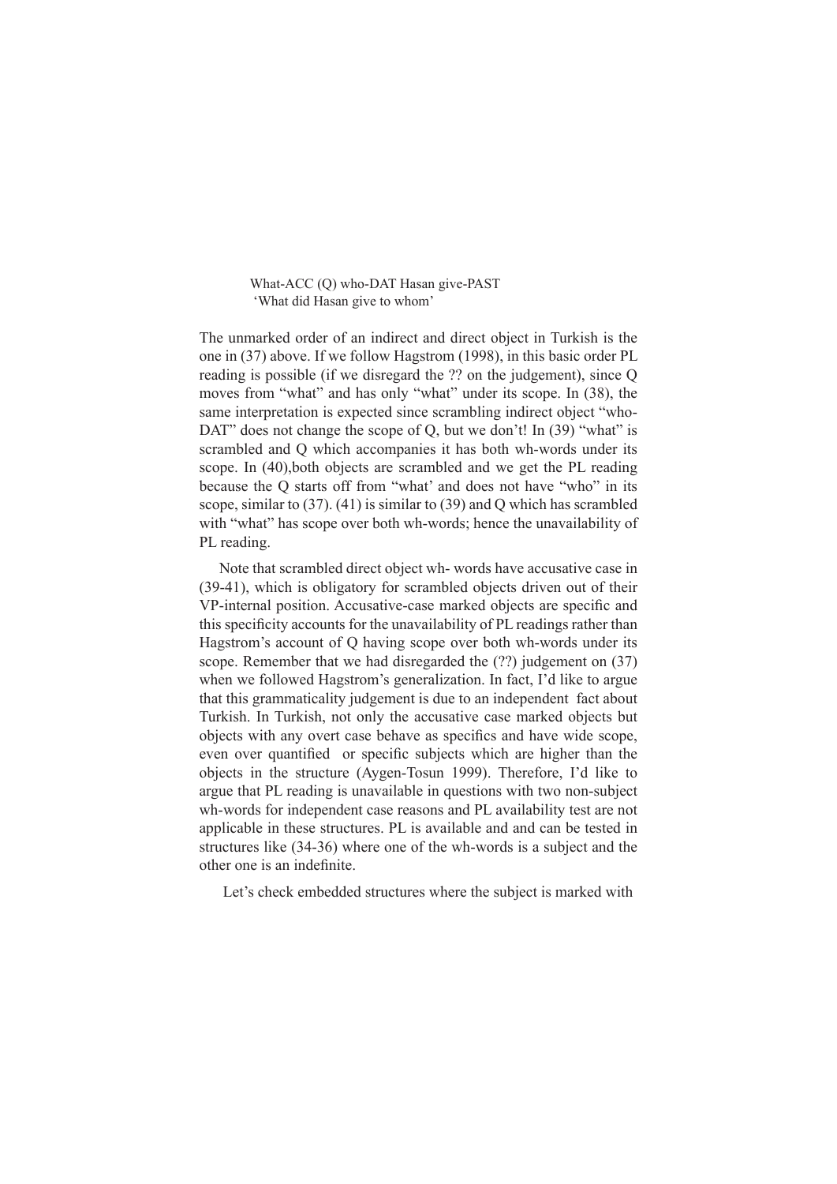What-ACC (Q) who-DAT Hasan give-PAST
'What did Hasan give to whom'

The unmarked order of an indirect and direct object in Turkish is the one in (37) above. If we follow Hagstrom (1998), in this basic order PL reading is possible (if we disregard the ?? on the judgement), since Q moves from "what" and has only "what" under its scope. In (38), the same interpretation is expected since scrambling indirect object "who-DAT" does not change the scope of Q, but we don't! In (39) "what" is scrambled and Q which accompanies it has both wh-words under its scope. In (40),both objects are scrambled and we get the PL reading because the Q starts off from "what' and does not have "who" in its scope, similar to (37). (41) is similar to (39) and Q which has scrambled with "what" has scope over both wh-words; hence the unavailability of PL reading.

Note that scrambled direct object wh- words have accusative case in (39-41), which is obligatory for scrambled objects driven out of their VP-internal position. Accusative-case marked objects are specific and this specificity accounts for the unavailability of PL readings rather than Hagstrom's account of Q having scope over both wh-words under its scope. Remember that we had disregarded the (??) judgement on (37) when we followed Hagstrom's generalization. In fact, I'd like to argue that this grammaticality judgement is due to an independent fact about Turkish. In Turkish, not only the accusative case marked objects but objects with any overt case behave as specifics and have wide scope, even over quantified or specific subjects which are higher than the objects in the structure (Aygen-Tosun 1999). Therefore, I'd like to argue that PL reading is unavailable in questions with two non-subject wh-words for independent case reasons and PL availability test are not applicable in these structures. PL is available and and can be tested in structures like (34-36) where one of the wh-words is a subject and the other one is an indefinite.

Let's check embedded structures where the subject is marked with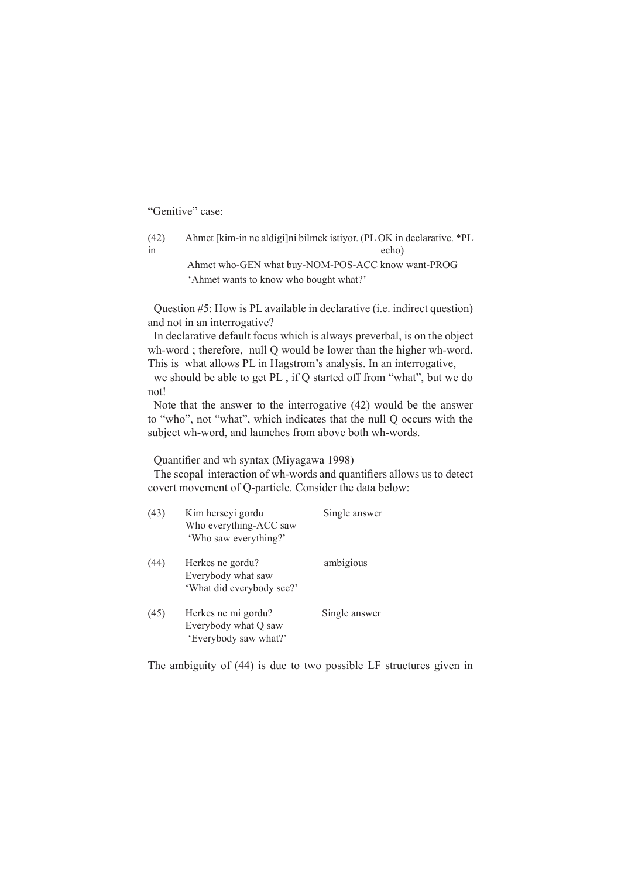“Genitive” case:

(42) Ahmet [kim-in ne aldigi]ni bilmek istiyor. (PL OK in declarative. *PL in echo)
    Ahmet who-GEN what buy-NOM-POS-ACC know want-PROG
    ‘Ahmet wants to know who bought what?’

Question #5: How is PL available in declarative (i.e. indirect question) and not in an interrogative?

In declarative default focus which is always preverbal, is on the object wh-word ; therefore, null Q would be lower than the higher wh-word. This is what allows PL in Hagstrom’s analysis. In an interrogative,

we should be able to get PL , if Q started off from “what”, but we do not!

Note that the answer to the interrogative (42) would be the answer to “who”, not “what”, which indicates that the null Q occurs with the subject wh-word, and launches from above both wh-words.

Quantifier and wh syntax (Miyagawa 1998)

The scopal interaction of wh-words and quantifiers allows us to detect covert movement of Q-particle. Consider the data below:

(43) Kim herseyi gordu    Single answer
    Who everything-ACC saw
    ‘Who saw everything?’

(44) Herkes ne gordu?    ambigious
    Everybody what saw
    ‘What did everybody see?’

(45) Herkes ne mi gordu?    Single answer
    Everybody what Q saw
    ‘Everybody saw what?’

The ambiguity of (44) is due to two possible LF structures given in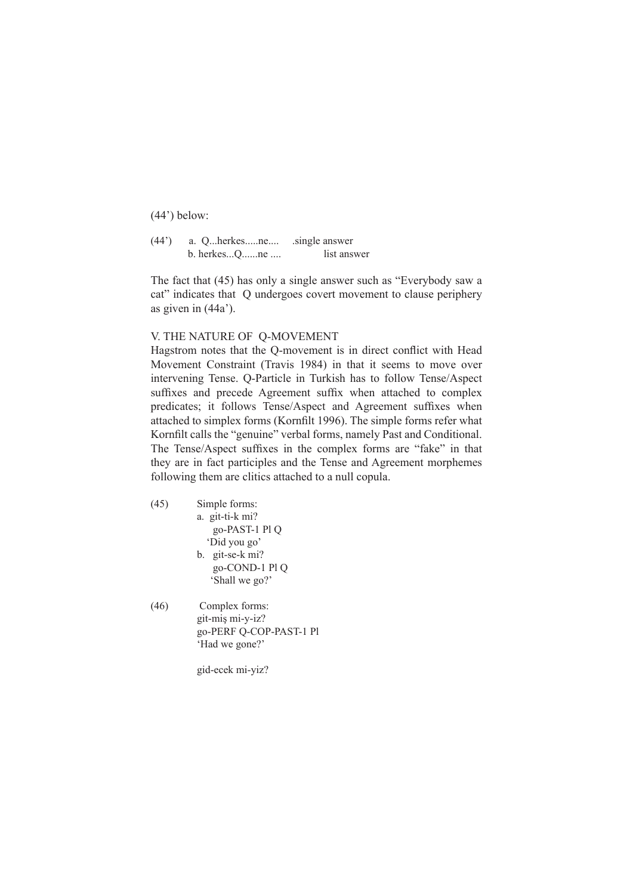(44') below:

(44')  a. Q...herkes.....ne....  .single answer
       b. herkes...Q......ne ....  list answer

The fact that (45) has only a single answer such as "Everybody saw a cat" indicates that Q undergoes covert movement to clause periphery as given in (44a').

## V. THE NATURE OF Q-MOVEMENT

Hagstrom notes that the Q-movement is in direct conflict with Head Movement Constraint (Travis 1984) in that it seems to move over intervening Tense. Q-Particle in Turkish has to follow Tense/Aspect suffixes and precede Agreement suffix when attached to complex predicates; it follows Tense/Aspect and Agreement suffixes when attached to simplex forms (Kornfilt 1996). The simple forms refer what Kornfilt calls the "genuine" verbal forms, namely Past and Conditional. The Tense/Aspect suffixes in the complex forms are "fake" in that they are in fact participles and the Tense and Agreement morphemes following them are clitics attached to a null copula.

(45)  Simple forms:
  a. git-ti-k mi?
     go-PAST-1 Pl Q
     'Did you go'
  b. git-se-k mi?
     go-COND-1 Pl Q
     'Shall we go?'

(46)  Complex forms:
  git-miş mi-y-iz?
  go-PERF Q-COP-PAST-1 Pl
  'Had we gone?'

  gid-ecek mi-yiz?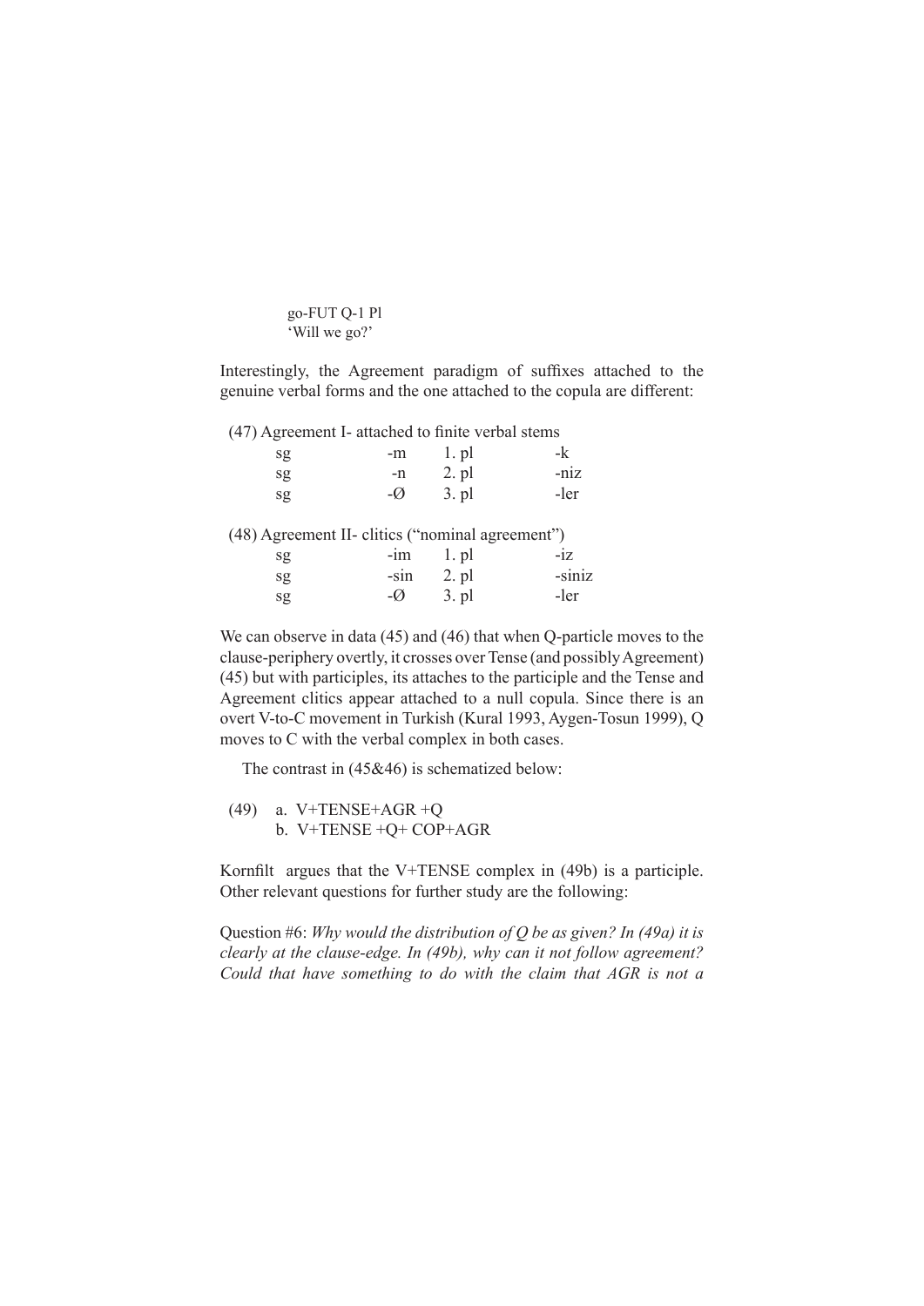go-FUT Q-1 Pl
'Will we go?'

Interestingly, the Agreement paradigm of suffixes attached to the genuine verbal forms and the one attached to the copula are different:

(47) Agreement I- attached to finite verbal stems

| | | | |
|---|---|---|---|
| sg | -m | 1. pl | -k |
| sg | -n | 2. pl | -niz |
| sg | -Ø | 3. pl | -ler |

(48) Agreement II- clitics ("nominal agreement")

| | | | |
|---|---|---|---|
| sg | -im | 1. pl | -iz |
| sg | -sin | 2. pl | -siniz |
| sg | -Ø | 3. pl | -ler |

We can observe in data (45) and (46) that when Q-particle moves to the clause-periphery overtly, it crosses over Tense (and possibly Agreement) (45) but with participles, its attaches to the participle and the Tense and Agreement clitics appear attached to a null copula. Since there is an overt V-to-C movement in Turkish (Kural 1993, Aygen-Tosun 1999), Q moves to C with the verbal complex in both cases.

The contrast in (45&46) is schematized below:

(49) a. V+TENSE+AGR +Q
b. V+TENSE +Q+ COP+AGR

Kornfilt argues that the V+TENSE complex in (49b) is a participle. Other relevant questions for further study are the following:

Question #6: *Why would the distribution of Q be as given? In (49a) it is clearly at the clause-edge. In (49b), why can it not follow agreement? Could that have something to do with the claim that AGR is not a*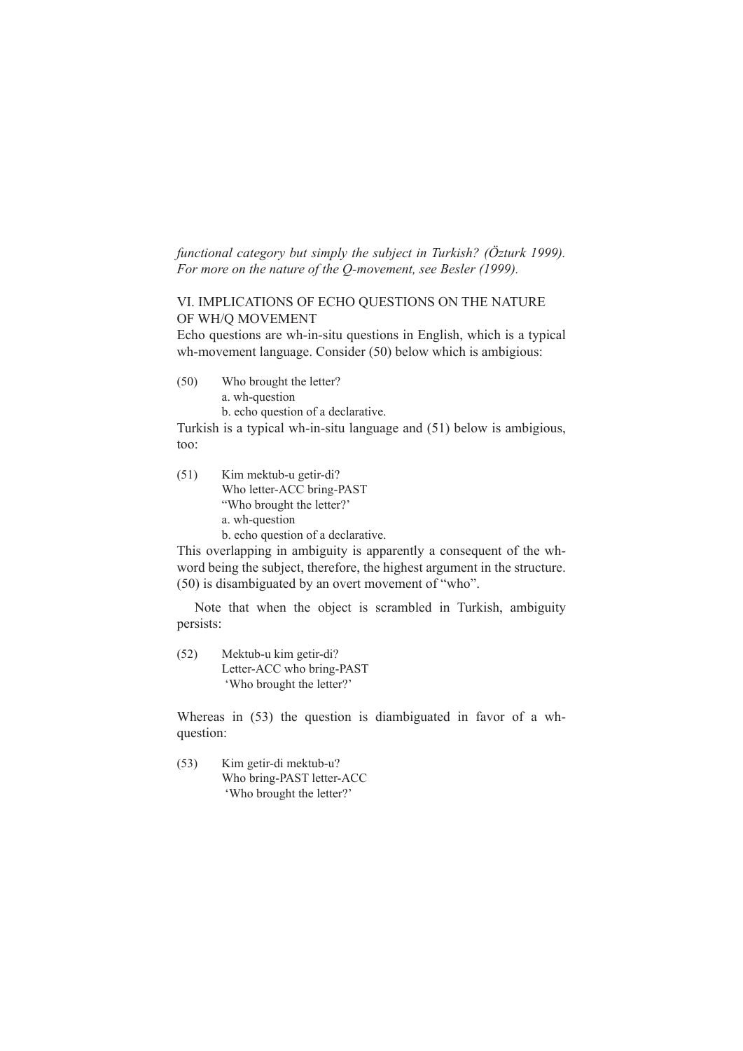*functional category but simply the subject in Turkish? (Özturk 1999). For more on the nature of the Q-movement, see Besler (1999).*

## VI. IMPLICATIONS OF ECHO QUESTIONS ON THE NATURE OF WH/Q MOVEMENT

Echo questions are wh-in-situ questions in English, which is a typical wh-movement language. Consider (50) below which is ambigious:

(50) Who brought the letter?
 a. wh-question
 b. echo question of a declarative.

Turkish is a typical wh-in-situ language and (51) below is ambigious, too:

(51) Kim mektub-u getir-di?
 Who letter-ACC bring-PAST
 "Who brought the letter?'
 a. wh-question
 b. echo question of a declarative.

This overlapping in ambiguity is apparently a consequent of the wh-word being the subject, therefore, the highest argument in the structure. (50) is disambiguated by an overt movement of "who".

Note that when the object is scrambled in Turkish, ambiguity persists:

(52) Mektub-u kim getir-di?
 Letter-ACC who bring-PAST
 'Who brought the letter?'

Whereas in (53) the question is diambiguated in favor of a wh-question:

(53) Kim getir-di mektub-u?
 Who bring-PAST letter-ACC
 'Who brought the letter?'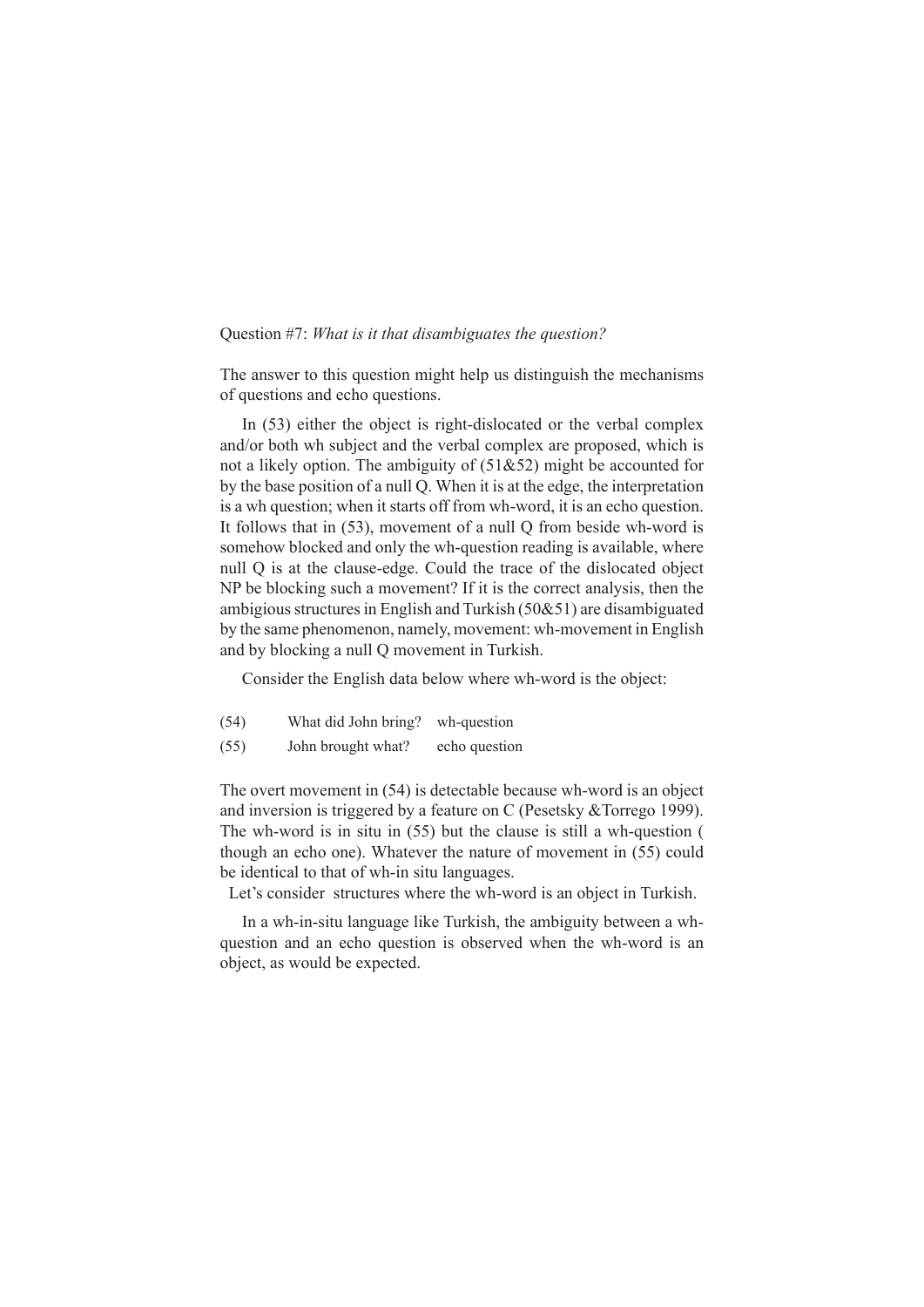Question #7: *What is it that disambiguates the question?*

The answer to this question might help us distinguish the mechanisms of questions and echo questions.

In (53) either the object is right-dislocated or the verbal complex and/or both wh subject and the verbal complex are proposed, which is not a likely option. The ambiguity of (51&52) might be accounted for by the base position of a null Q. When it is at the edge, the interpretation is a wh question; when it starts off from wh-word, it is an echo question. It follows that in (53), movement of a null Q from beside wh-word is somehow blocked and only the wh-question reading is available, where null Q is at the clause-edge. Could the trace of the dislocated object NP be blocking such a movement? If it is the correct analysis, then the ambigious structures in English and Turkish (50&51) are disambiguated by the same phenomenon, namely, movement: wh-movement in English and by blocking a null Q movement in Turkish.

Consider the English data below where wh-word is the object:

(54) What did John bring? wh-question

(55) John brought what? echo question

The overt movement in (54) is detectable because wh-word is an object and inversion is triggered by a feature on C (Pesetsky &Torrego 1999). The wh-word is in situ in (55) but the clause is still a wh-question ( though an echo one). Whatever the nature of movement in (55) could be identical to that of wh-in situ languages.

Let's consider structures where the wh-word is an object in Turkish.

In a wh-in-situ language like Turkish, the ambiguity between a wh-question and an echo question is observed when the wh-word is an object, as would be expected.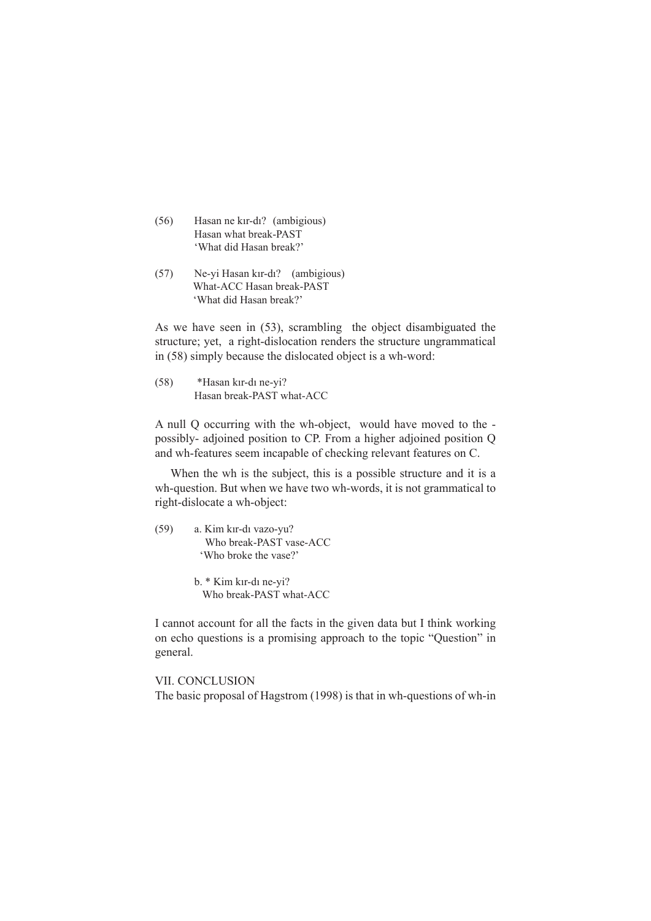(56) Hasan ne kır-dı? (ambigious)
Hasan what break-PAST
'What did Hasan break?'

(57) Ne-yi Hasan kır-dı? (ambigious)
What-ACC Hasan break-PAST
'What did Hasan break?'

As we have seen in (53), scrambling the object disambiguated the structure; yet, a right-dislocation renders the structure ungrammatical in (58) simply because the dislocated object is a wh-word:

(58) *Hasan kır-dı ne-yi?
Hasan break-PAST what-ACC

A null Q occurring with the wh-object, would have moved to the - possibly- adjoined position to CP. From a higher adjoined position Q and wh-features seem incapable of checking relevant features on C.

When the wh is the subject, this is a possible structure and it is a wh-question. But when we have two wh-words, it is not grammatical to right-dislocate a wh-object:

(59) a. Kim kır-dı vazo-yu?
Who break-PAST vase-ACC
'Who broke the vase?'

b. * Kim kır-dı ne-yi?
Who break-PAST what-ACC

I cannot account for all the facts in the given data but I think working on echo questions is a promising approach to the topic "Question" in general.

## VII. CONCLUSION

The basic proposal of Hagstrom (1998) is that in wh-questions of wh-in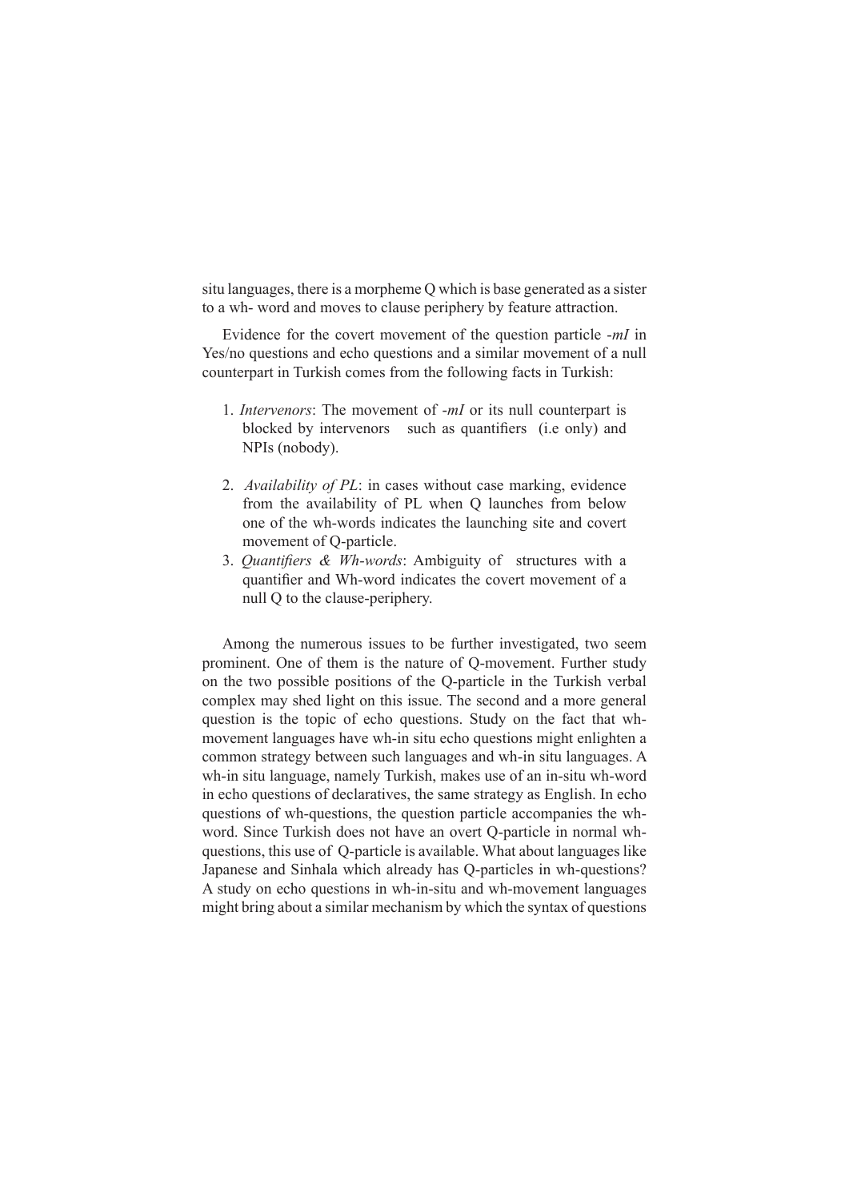situ languages, there is a morpheme Q which is base generated as a sister to a wh- word and moves to clause periphery by feature attraction.

Evidence for the covert movement of the question particle *-mI* in Yes/no questions and echo questions and a similar movement of a null counterpart in Turkish comes from the following facts in Turkish:

1. *Intervenors*: The movement of *-mI* or its null counterpart is blocked by intervenors such as quantifiers (i.e only) and NPIs (nobody).
2. *Availability of PL*: in cases without case marking, evidence from the availability of PL when Q launches from below one of the wh-words indicates the launching site and covert movement of Q-particle.
3. *Quantifiers & Wh-words*: Ambiguity of structures with a quantifier and Wh-word indicates the covert movement of a null Q to the clause-periphery.

Among the numerous issues to be further investigated, two seem prominent. One of them is the nature of Q-movement. Further study on the two possible positions of the Q-particle in the Turkish verbal complex may shed light on this issue. The second and a more general question is the topic of echo questions. Study on the fact that wh-movement languages have wh-in situ echo questions might enlighten a common strategy between such languages and wh-in situ languages. A wh-in situ language, namely Turkish, makes use of an in-situ wh-word in echo questions of declaratives, the same strategy as English. In echo questions of wh-questions, the question particle accompanies the wh-word. Since Turkish does not have an overt Q-particle in normal wh-questions, this use of Q-particle is available. What about languages like Japanese and Sinhala which already has Q-particles in wh-questions? A study on echo questions in wh-in-situ and wh-movement languages might bring about a similar mechanism by which the syntax of questions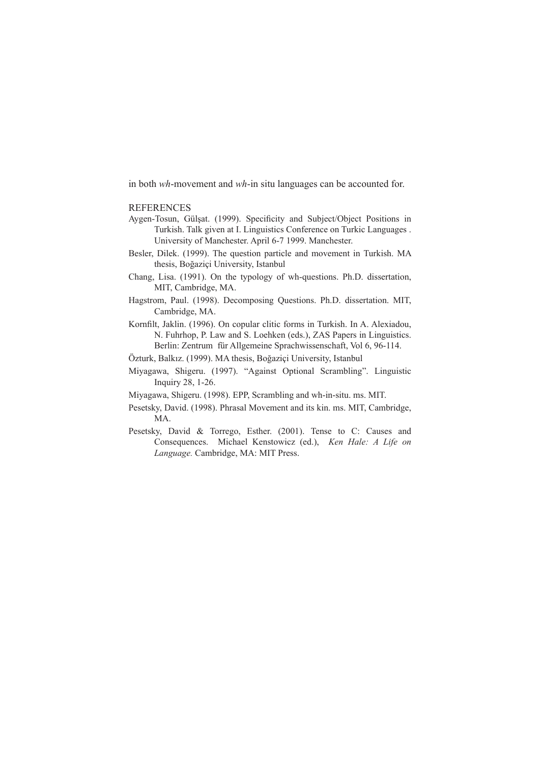in both *wh*-movement and *wh*-in situ languages can be accounted for.

## REFERENCES

Aygen-Tosun, Gülşat. (1999). Specificity and Subject/Object Positions in Turkish. Talk given at I. Linguistics Conference on Turkic Languages . University of Manchester. April 6-7 1999. Manchester.

Besler, Dilek. (1999). The question particle and movement in Turkish. MA thesis, Boğaziçi University, Istanbul

Chang, Lisa. (1991). On the typology of wh-questions. Ph.D. dissertation, MIT, Cambridge, MA.

Hagstrom, Paul. (1998). Decomposing Questions. Ph.D. dissertation. MIT, Cambridge, MA.

Kornfilt, Jaklin. (1996). On copular clitic forms in Turkish. In A. Alexiadou, N. Fuhrhop, P. Law and S. Loehken (eds.), ZAS Papers in Linguistics. Berlin: Zentrum für Allgemeine Sprachwissenschaft, Vol 6, 96-114.

Özturk, Balkız. (1999). MA thesis, Boğaziçi University, Istanbul

Miyagawa, Shigeru. (1997). "Against Optional Scrambling". Linguistic Inquiry 28, 1-26.

Miyagawa, Shigeru. (1998). EPP, Scrambling and wh-in-situ. ms. MIT.

Pesetsky, David. (1998). Phrasal Movement and its kin. ms. MIT, Cambridge, MA.

Pesetsky, David & Torrego, Esther. (2001). Tense to C: Causes and Consequences. Michael Kenstowicz (ed.), *Ken Hale: A Life on Language.* Cambridge, MA: MIT Press.